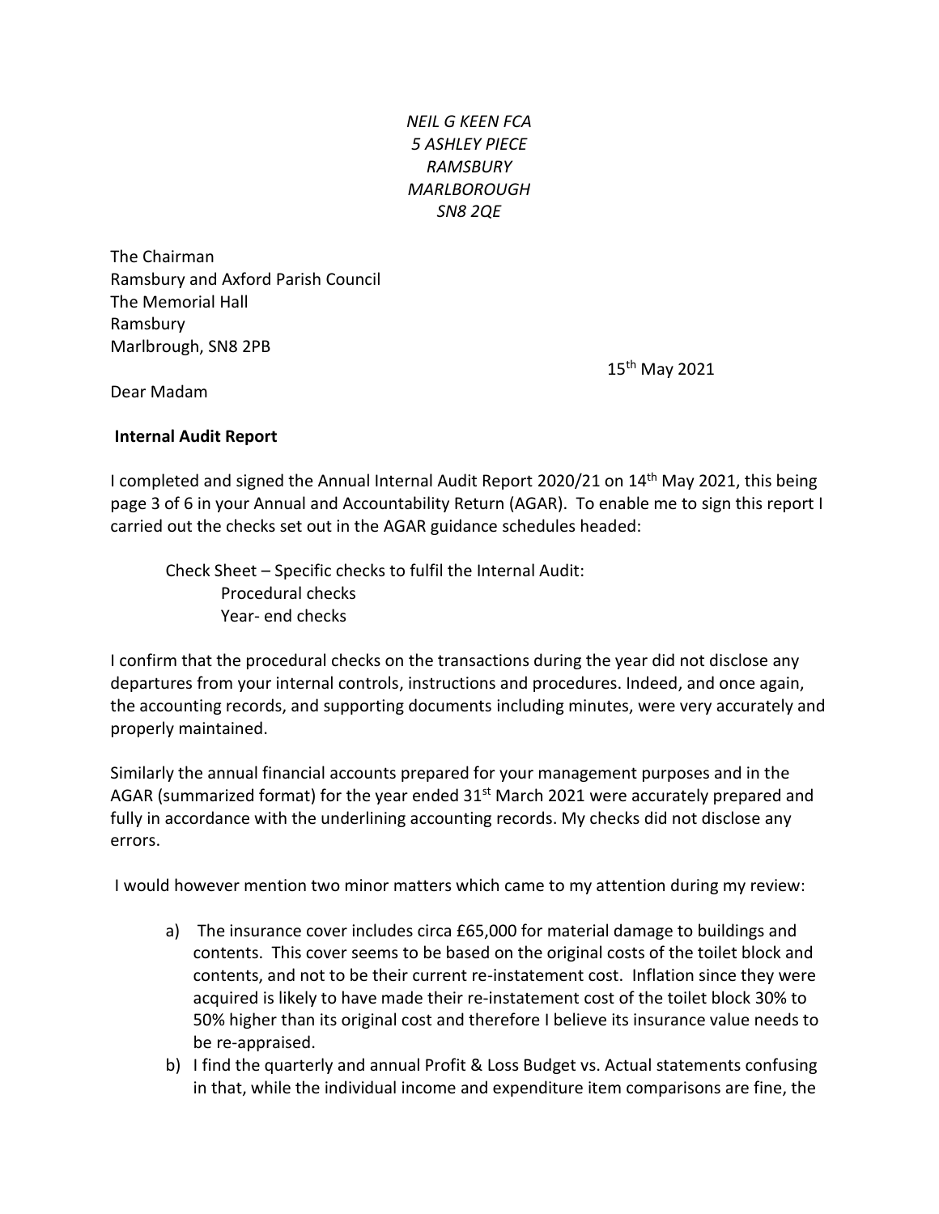*NEIL G KEEN FCA*
*5 ASHLEY PIECE*
*RAMSBURY*
*MARLBOROUGH*
*SN8 2QE*

The Chairman
Ramsbury and Axford Parish Council
The Memorial Hall
Ramsbury
Marlbrough, SN8 2PB

15th May 2021

Dear Madam

**Internal Audit Report**

I completed and signed the Annual Internal Audit Report 2020/21 on 14th May 2021, this being page 3 of 6 in your Annual and Accountability Return (AGAR). To enable me to sign this report I carried out the checks set out in the AGAR guidance schedules headed:

Check Sheet – Specific checks to fulfil the Internal Audit:
Procedural checks
Year- end checks

I confirm that the procedural checks on the transactions during the year did not disclose any departures from your internal controls, instructions and procedures. Indeed, and once again, the accounting records, and supporting documents including minutes, were very accurately and properly maintained.

Similarly the annual financial accounts prepared for your management purposes and in the AGAR (summarized format) for the year ended 31st March 2021 were accurately prepared and fully in accordance with the underlining accounting records. My checks did not disclose any errors.

I would however mention two minor matters which came to my attention during my review:

a) The insurance cover includes circa £65,000 for material damage to buildings and contents. This cover seems to be based on the original costs of the toilet block and contents, and not to be their current re-instatement cost. Inflation since they were acquired is likely to have made their re-instatement cost of the toilet block 30% to 50% higher than its original cost and therefore I believe its insurance value needs to be re-appraised.
b) I find the quarterly and annual Profit & Loss Budget vs. Actual statements confusing in that, while the individual income and expenditure item comparisons are fine, the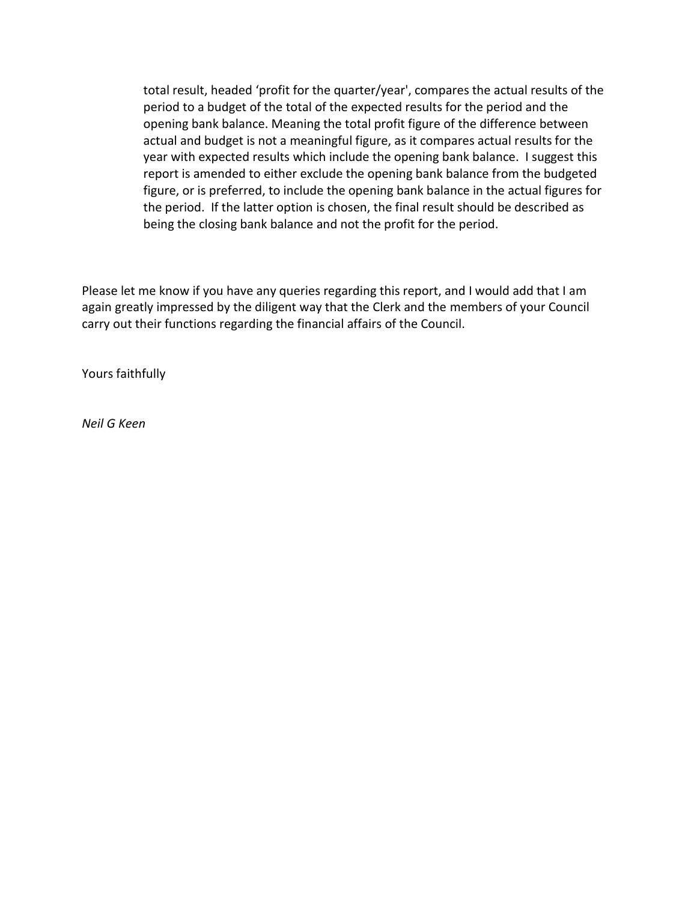total result, headed 'profit for the quarter/year', compares the actual results of the period to a budget of the total of the expected results for the period and the opening bank balance. Meaning the total profit figure of the difference between actual and budget is not a meaningful figure, as it compares actual results for the year with expected results which include the opening bank balance. I suggest this report is amended to either exclude the opening bank balance from the budgeted figure, or is preferred, to include the opening bank balance in the actual figures for the period. If the latter option is chosen, the final result should be described as being the closing bank balance and not the profit for the period.

Please let me know if you have any queries regarding this report, and I would add that I am again greatly impressed by the diligent way that the Clerk and the members of your Council carry out their functions regarding the financial affairs of the Council.

Yours faithfully

*Neil G Keen*